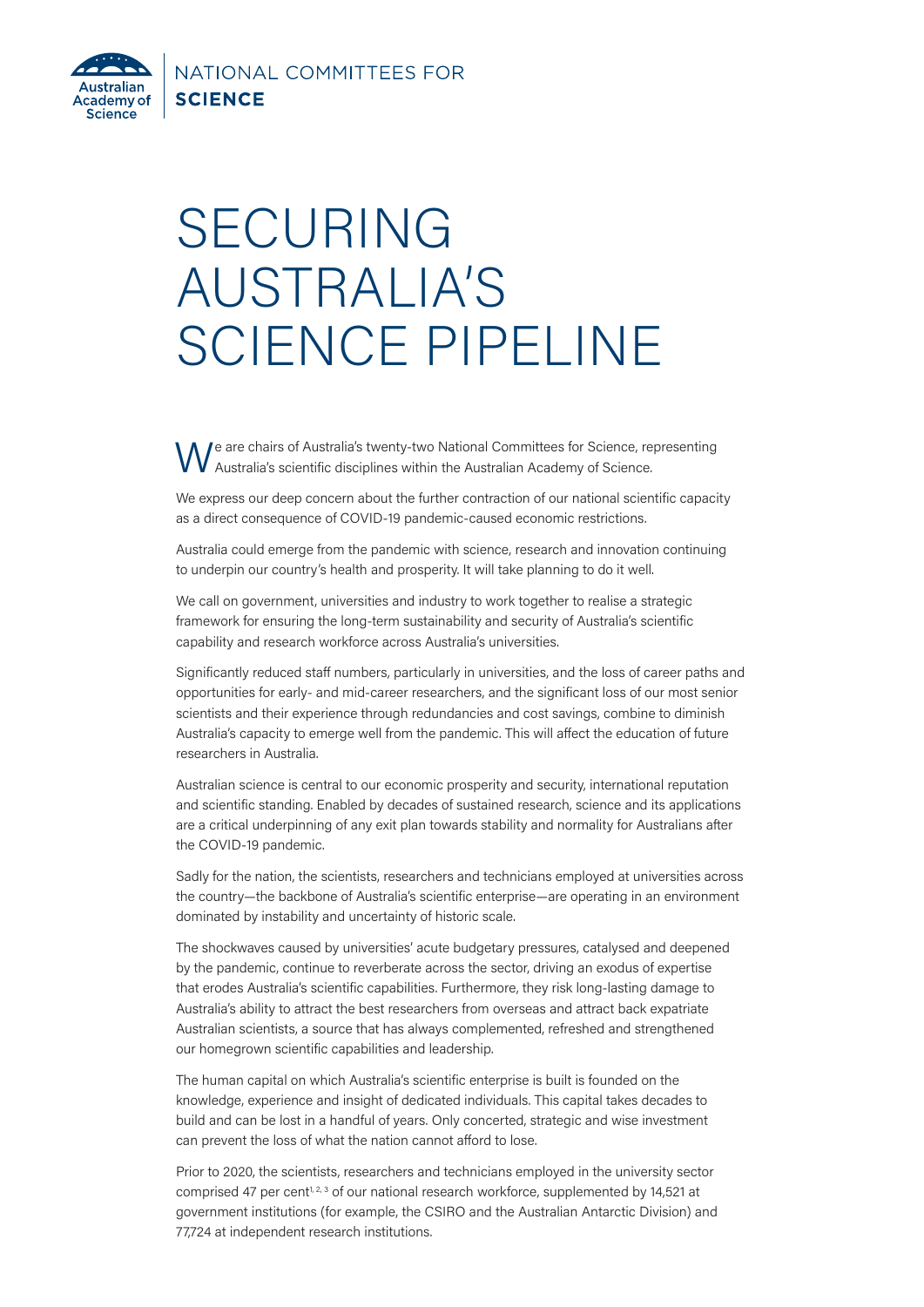NATIONAL COMMITTEES FOR **SCIENCE**

# SECURING AUSTRALIA'S SCIENCE PIPELINE

We are chairs of Australia's twenty-two National Committees for Science, representing Australia's scientific disciplines within the Australian Academy of Science.

We express our deep concern about the further contraction of our national scientific capacity as a direct consequence of COVID-19 pandemic-caused economic restrictions.

Australia could emerge from the pandemic with science, research and innovation continuing to underpin our country's health and prosperity. It will take planning to do it well.

We call on government, universities and industry to work together to realise a strategic framework for ensuring the long-term sustainability and security of Australia's scientific capability and research workforce across Australia's universities.

Significantly reduced staff numbers, particularly in universities, and the loss of career paths and opportunities for early- and mid-career researchers, and the significant loss of our most senior scientists and their experience through redundancies and cost savings, combine to diminish Australia's capacity to emerge well from the pandemic. This will affect the education of future researchers in Australia.

Australian science is central to our economic prosperity and security, international reputation and scientific standing. Enabled by decades of sustained research, science and its applications are a critical underpinning of any exit plan towards stability and normality for Australians after the COVID-19 pandemic.

Sadly for the nation, the scientists, researchers and technicians employed at universities across the country—the backbone of Australia's scientific enterprise—are operating in an environment dominated by instability and uncertainty of historic scale.

The shockwaves caused by universities' acute budgetary pressures, catalysed and deepened by the pandemic, continue to reverberate across the sector, driving an exodus of expertise that erodes Australia's scientific capabilities. Furthermore, they risk long-lasting damage to Australia's ability to attract the best researchers from overseas and attract back expatriate Australian scientists, a source that has always complemented, refreshed and strengthened our homegrown scientific capabilities and leadership.

The human capital on which Australia's scientific enterprise is built is founded on the knowledge, experience and insight of dedicated individuals. This capital takes decades to build and can be lost in a handful of years. Only concerted, strategic and wise investment can prevent the loss of what the nation cannot afford to lose.

Prior to 2020, the scientists, researchers and technicians employed in the university sector comprised 47 per cent[1, 2, 3] of our national research workforce, supplemented by 14,521 at government institutions (for example, the CSIRO and the Australian Antarctic Division) and 77,724 at independent research institutions.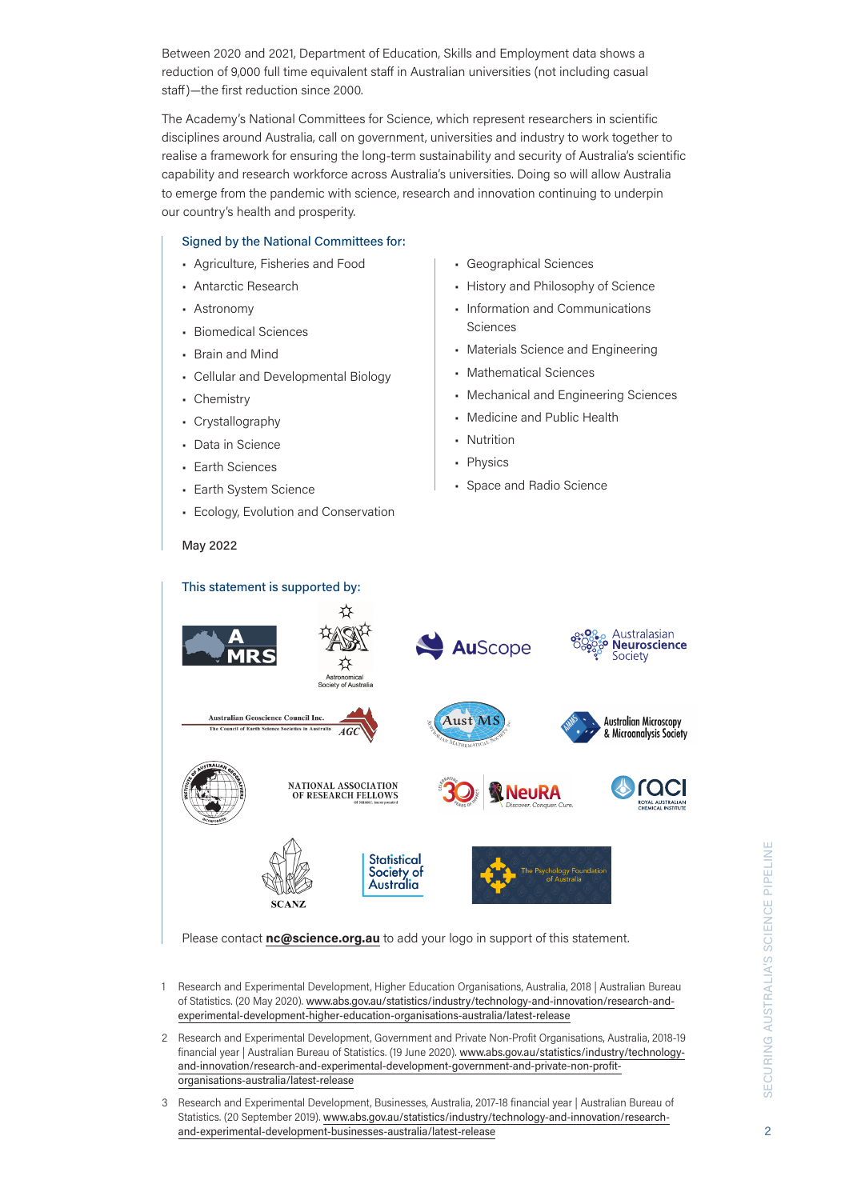Between 2020 and 2021, Department of Education, Skills and Employment data shows a reduction of 9,000 full time equivalent staff in Australian universities (not including casual staff)—the first reduction since 2000.

The Academy's National Committees for Science, which represent researchers in scientific disciplines around Australia, call on government, universities and industry to work together to realise a framework for ensuring the long-term sustainability and security of Australia's scientific capability and research workforce across Australia's universities. Doing so will allow Australia to emerge from the pandemic with science, research and innovation continuing to underpin our country's health and prosperity.

Signed by the National Committees for:

- Agriculture, Fisheries and Food
- Antarctic Research
- Astronomy
- Biomedical Sciences
- Brain and Mind
- Cellular and Developmental Biology
- Chemistry
- Crystallography
- Data in Science
- Earth Sciences
- Earth System Science
- Ecology, Evolution and Conservation
- Geographical Sciences
- History and Philosophy of Science
- Information and Communications Sciences
- Materials Science and Engineering
- Mathematical Sciences
- Mechanical and Engineering Sciences
- Medicine and Public Health
- Nutrition
- Physics
- Space and Radio Science

May 2022

This statement is supported by:

Please contact **nc@science.org.au** to add your logo in support of this statement.

1 Research and Experimental Development, Higher Education Organisations, Australia, 2018 | Australian Bureau of Statistics. (20 May 2020). www.abs.gov.au/statistics/industry/technology-and-innovation/research-and-experimental-development-higher-education-organisations-australia/latest-release

2 Research and Experimental Development, Government and Private Non-Profit Organisations, Australia, 2018-19 financial year | Australian Bureau of Statistics. (19 June 2020). www.abs.gov.au/statistics/industry/technology-and-innovation/research-and-experimental-development-government-and-private-non-profit-organisations-australia/latest-release

3 Research and Experimental Development, Businesses, Australia, 2017-18 financial year | Australian Bureau of Statistics. (20 September 2019). www.abs.gov.au/statistics/industry/technology-and-innovation/research-and-experimental-development-businesses-australia/latest-release